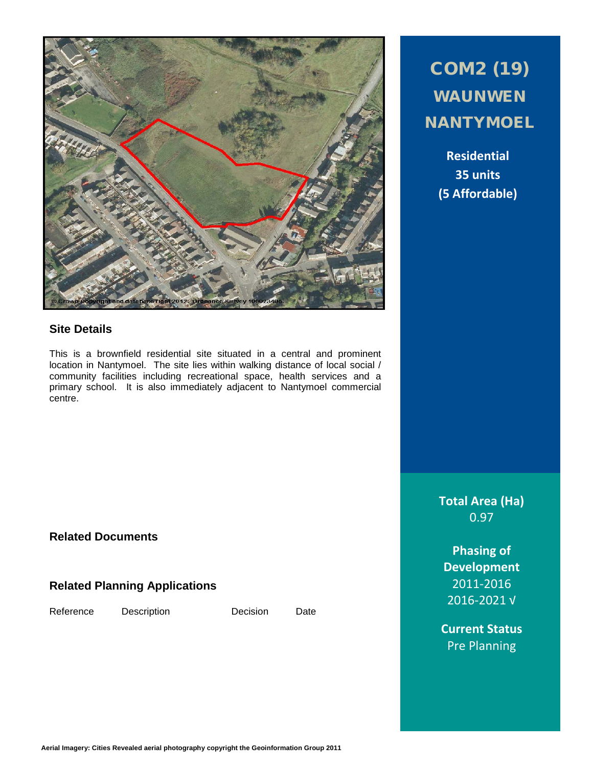# COM2 (19)

# WAUNWEN NANTYMOEL

**Residential**
**35 units**
**(5 Affordable)**

## Site Details

This is a brownfield residential site situated in a central and prominent location in Nantymoel. The site lies within walking distance of local social / community facilities including recreational space, health services and a primary school. It is also immediately adjacent to Nantymoel commercial centre.

**Total Area (Ha)**
0.97

**Phasing of Development**
2011-2016
2016-2021 √

**Current Status**
Pre Planning

## Related Documents

## Related Planning Applications

| Reference | Description | Decision | Date |
| --- | --- | --- | --- |

Aerial Imagery: Cities Revealed aerial photography copyright the Geoinformation Group 2011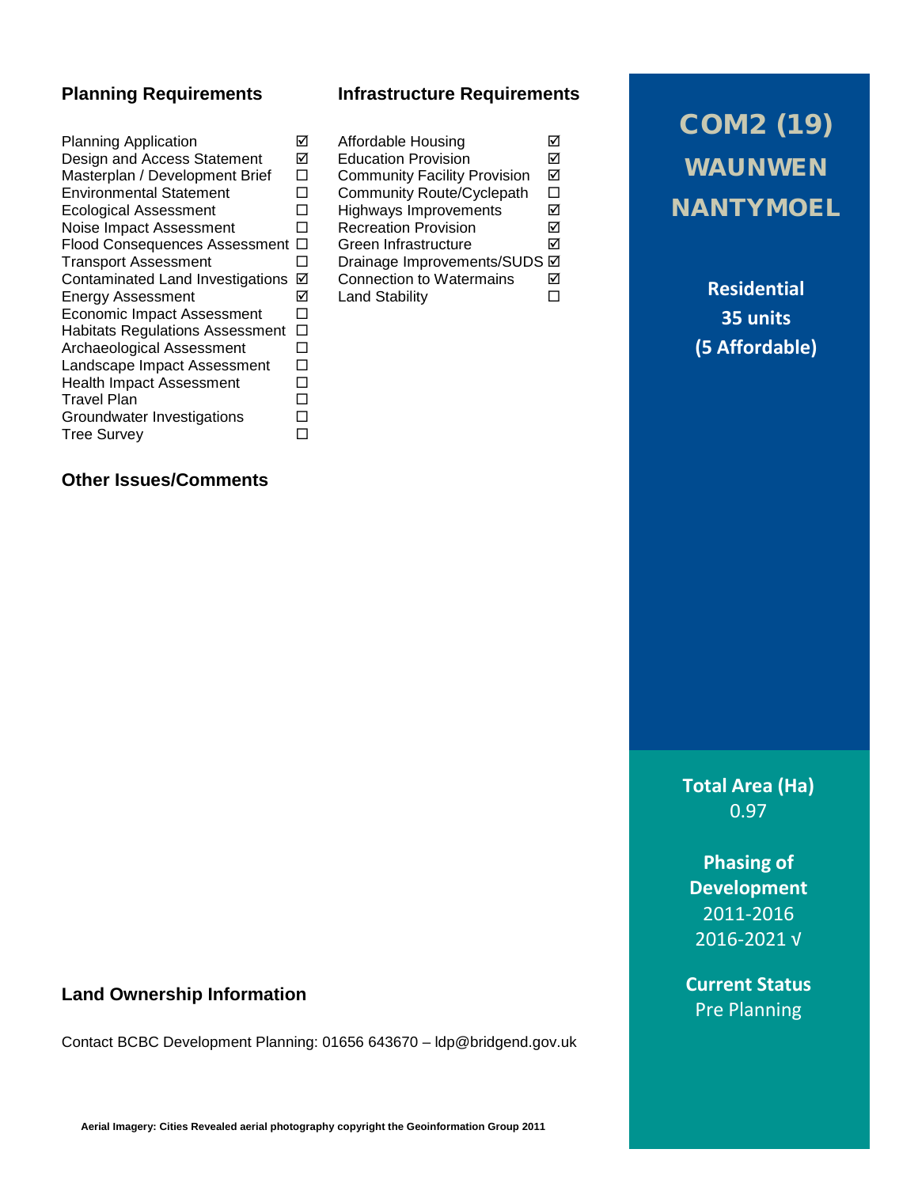## Planning Requirements

| | |
|---|---|
| Planning Application | ☑ |
| Design and Access Statement | ☑ |
| Masterplan / Development Brief | ☐ |
| Environmental Statement | ☐ |
| Ecological Assessment | ☐ |
| Noise Impact Assessment | ☐ |
| Flood Consequences Assessment | ☐ |
| Transport Assessment | ☐ |
| Contaminated Land Investigations | ☑ |
| Energy Assessment | ☑ |
| Economic Impact Assessment | ☐ |
| Habitats Regulations Assessment | ☐ |
| Archaeological Assessment | ☐ |
| Landscape Impact Assessment | ☐ |
| Health Impact Assessment | ☐ |
| Travel Plan | ☐ |
| Groundwater Investigations | ☐ |
| Tree Survey | ☐ |

## Infrastructure Requirements

| | |
|---|---|
| Affordable Housing | ☑ |
| Education Provision | ☑ |
| Community Facility Provision | ☑ |
| Community Route/Cyclepath | ☐ |
| Highways Improvements | ☑ |
| Recreation Provision | ☑ |
| Green Infrastructure | ☑ |
| Drainage Improvements/SUDS | ☑ |
| Connection to Watermains | ☑ |
| Land Stability | ☐ |

## Other Issues/Comments

## Land Ownership Information

Contact BCBC Development Planning: 01656 643670 – ldp@bridgend.gov.uk

**Aerial Imagery: Cities Revealed aerial photography copyright the Geoinformation Group 2011**

# COM2 (19) WAUNWEN NANTYMOEL

**Residential**
**35 units**
**(5 Affordable)**

**Total Area (Ha)**
0.97

**Phasing of Development**
2011-2016
2016-2021 √

**Current Status**
Pre Planning